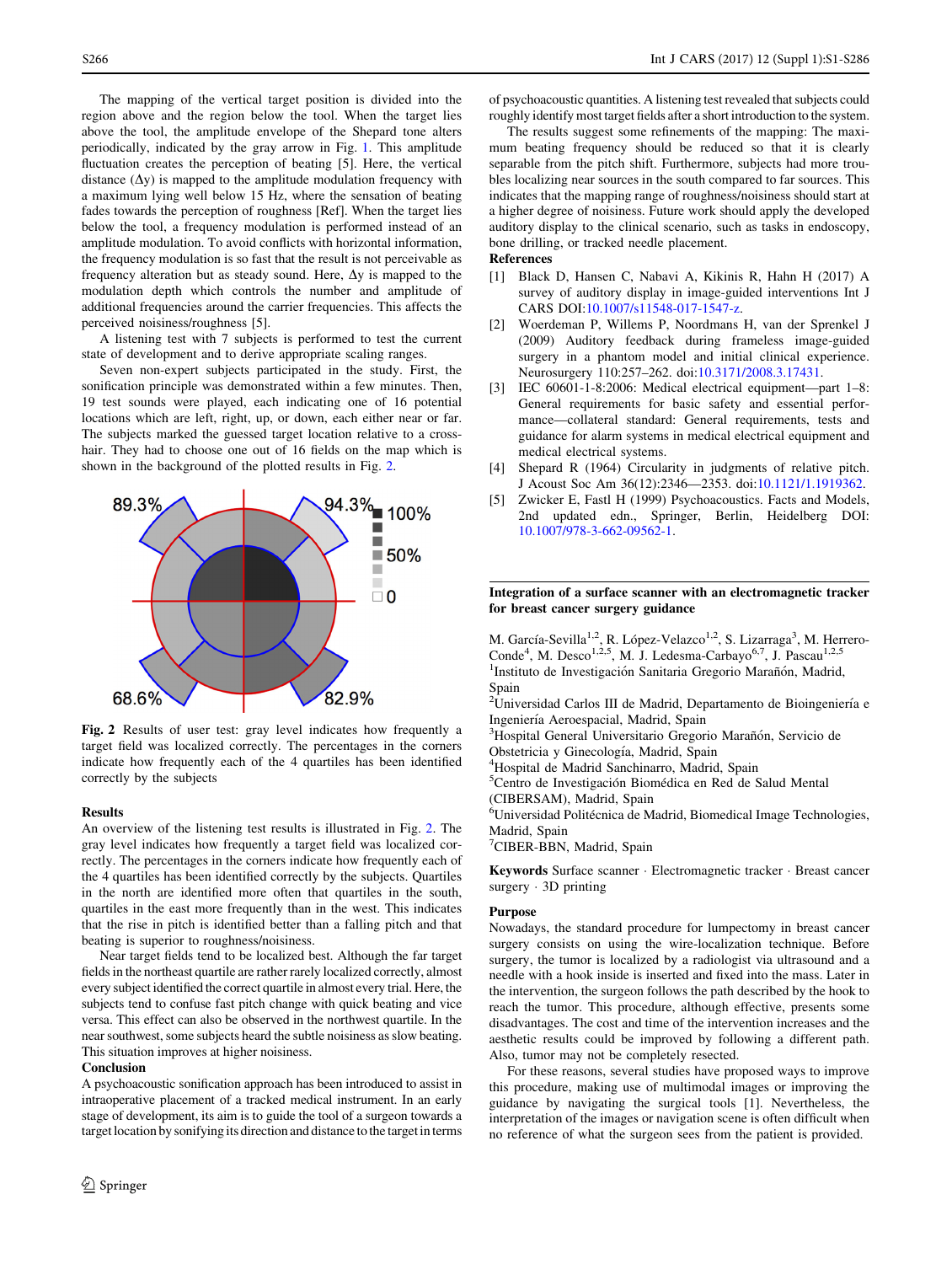The mapping of the vertical target position is divided into the region above and the region below the tool. When the target lies above the tool, the amplitude envelope of the Shepard tone alters periodically, indicated by the gray arrow in Fig. 1. This amplitude fluctuation creates the perception of beating [5]. Here, the vertical distance ($\Delta y$) is mapped to the amplitude modulation frequency with a maximum lying well below 15 Hz, where the sensation of beating fades towards the perception of roughness [Ref]. When the target lies below the tool, a frequency modulation is performed instead of an amplitude modulation. To avoid conflicts with horizontal information, the frequency modulation is so fast that the result is not perceivable as frequency alteration but as steady sound. Here, $\Delta y$ is mapped to the modulation depth which controls the number and amplitude of additional frequencies around the carrier frequencies. This affects the perceived noisiness/roughness [5].

A listening test with 7 subjects is performed to test the current state of development and to derive appropriate scaling ranges.

Seven non-expert subjects participated in the study. First, the sonification principle was demonstrated within a few minutes. Then, 19 test sounds were played, each indicating one of 16 potential locations which are left, right, up, or down, each either near or far. The subjects marked the guessed target location relative to a cross-hair. They had to choose one out of 16 fields on the map which is shown in the background of the plotted results in Fig. 2.

89.3%
94.3%
100%
50%
0
68.6%
82.9%

**Fig. 2** Results of user test: gray level indicates how frequently a target field was localized correctly. The percentages in the corners indicate how frequently each of the 4 quartiles has been identified correctly by the subjects

## Results

An overview of the listening test results is illustrated in Fig. 2. The gray level indicates how frequently a target field was localized correctly. The percentages in the corners indicate how frequently each of the 4 quartiles has been identified correctly by the subjects. Quartiles in the north are identified more often that quartiles in the south, quartiles in the east more frequently than in the west. This indicates that the rise in pitch is identified better than a falling pitch and that beating is superior to roughness/noisiness.

Near target fields tend to be localized best. Although the far target fields in the northeast quartile are rather rarely localized correctly, almost every subject identified the correct quartile in almost every trial. Here, the subjects tend to confuse fast pitch change with quick beating and vice versa. This effect can also be observed in the northwest quartile. In the near southwest, some subjects heard the subtle noisiness as slow beating. This situation improves at higher noisiness.

## Conclusion

A psychoacoustic sonification approach has been introduced to assist in intraoperative placement of a tracked medical instrument. In an early stage of development, its aim is to guide the tool of a surgeon towards a target location by sonifying its direction and distance to the target in terms of psychoacoustic quantities. A listening test revealed that subjects could roughly identify most target fields after a short introduction to the system.

The results suggest some refinements of the mapping: The maximum beating frequency should be reduced so that it is clearly separable from the pitch shift. Furthermore, subjects had more troubles localizing near sources in the south compared to far sources. This indicates that the mapping range of roughness/noisiness should start at a higher degree of noisiness. Future work should apply the developed auditory display to the clinical scenario, such as tasks in endoscopy, bone drilling, or tracked needle placement.

## References

[1] Black D, Hansen C, Nabavi A, Kikinis R, Hahn H (2017) A survey of auditory display in image-guided interventions Int J CARS DOI:10.1007/s11548-017-1547-z.

[2] Woerdeman P, Willems P, Noordmans H, van der Sprenkel J (2009) Auditory feedback during frameless image-guided surgery in a phantom model and initial clinical experience. Neurosurgery 110:257–262. doi:10.3171/2008.3.17431.

[3] IEC 60601-1-8:2006: Medical electrical equipment—part 1–8: General requirements for basic safety and essential performance—collateral standard: General requirements, tests and guidance for alarm systems in medical electrical equipment and medical electrical systems.

[4] Shepard R (1964) Circularity in judgments of relative pitch. J Acoust Soc Am 36(12):2346—2353. doi:10.1121/1.1919362.

[5] Zwicker E, Fastl H (1999) Psychoacoustics. Facts and Models, 2nd updated edn., Springer, Berlin, Heidelberg DOI: 10.1007/978-3-662-09562-1.

# Integration of a surface scanner with an electromagnetic tracker for breast cancer surgery guidance

M. García-Sevilla[1,2], R. López-Velazco[1,2], S. Lizarraga[3], M. Herrero-Conde[4], M. Desco[1,2,5], M. J. Ledesma-Carbayo[6,7], J. Pascau[1,2,5]

[1]Instituto de Investigación Sanitaria Gregorio Marañón, Madrid, Spain
[2]Universidad Carlos III de Madrid, Departamento de Bioingeniería e Ingeniería Aeroespacial, Madrid, Spain
[3]Hospital General Universitario Gregorio Marañón, Servicio de Obstetricia y Ginecología, Madrid, Spain
[4]Hospital de Madrid Sanchinarro, Madrid, Spain
[5]Centro de Investigación Biomédica en Red de Salud Mental (CIBERSAM), Madrid, Spain
[6]Universidad Politécnica de Madrid, Biomedical Image Technologies, Madrid, Spain
[7]CIBER-BBN, Madrid, Spain

**Keywords** Surface scanner · Electromagnetic tracker · Breast cancer surgery · 3D printing

## Purpose

Nowadays, the standard procedure for lumpectomy in breast cancer surgery consists on using the wire-localization technique. Before surgery, the tumor is localized by a radiologist via ultrasound and a needle with a hook inside is inserted and fixed into the mass. Later in the intervention, the surgeon follows the path described by the hook to reach the tumor. This procedure, although effective, presents some disadvantages. The cost and time of the intervention increases and the aesthetic results could be improved by following a different path. Also, tumor may not be completely resected.

For these reasons, several studies have proposed ways to improve this procedure, making use of multimodal images or improving the guidance by navigating the surgical tools [1]. Nevertheless, the interpretation of the images or navigation scene is often difficult when no reference of what the surgeon sees from the patient is provided.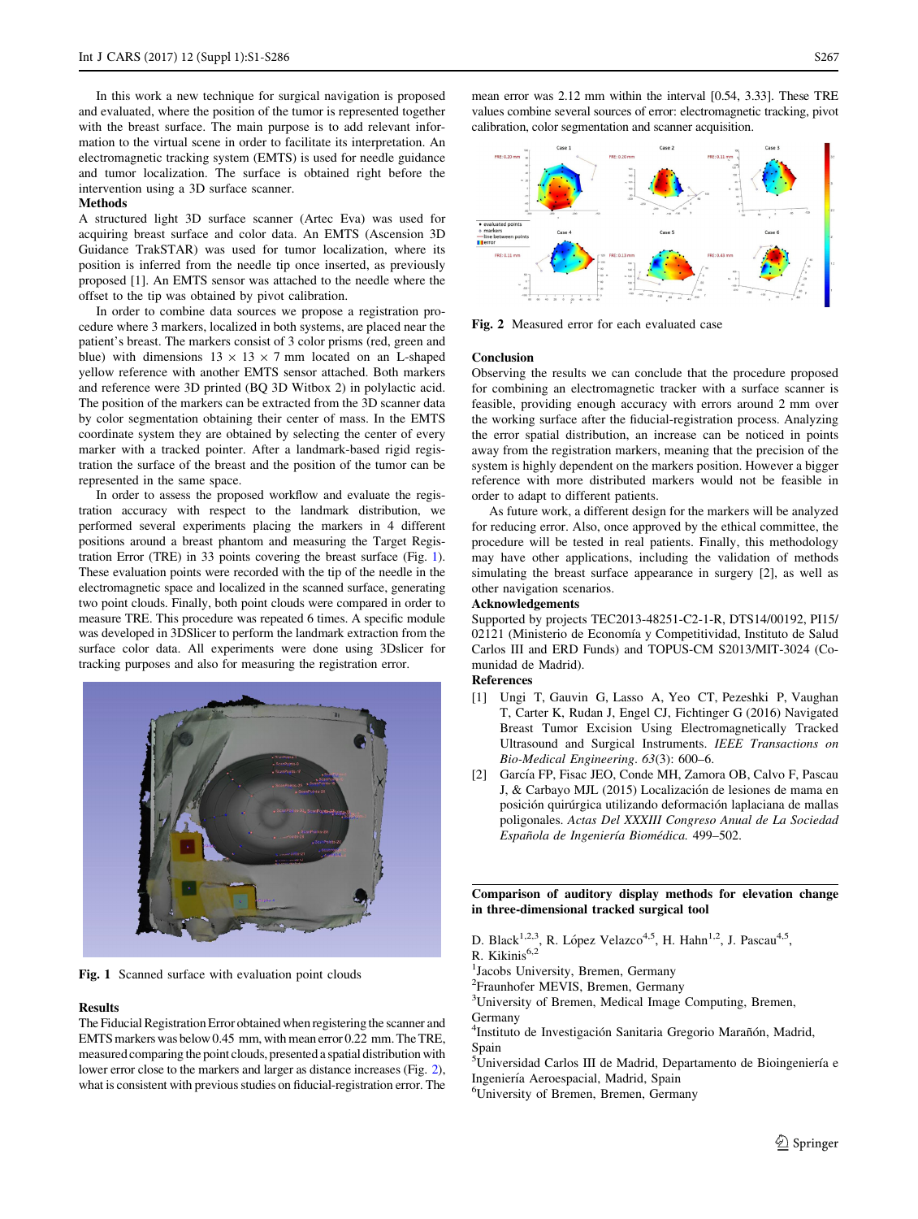In this work a new technique for surgical navigation is proposed and evaluated, where the position of the tumor is represented together with the breast surface. The main purpose is to add relevant information to the virtual scene in order to facilitate its interpretation. An electromagnetic tracking system (EMTS) is used for needle guidance and tumor localization. The surface is obtained right before the intervention using a 3D surface scanner.

**Methods**

A structured light 3D surface scanner (Artec Eva) was used for acquiring breast surface and color data. An EMTS (Ascension 3D Guidance TrakSTAR) was used for tumor localization, where its position is inferred from the needle tip once inserted, as previously proposed [1]. An EMTS sensor was attached to the needle where the offset to the tip was obtained by pivot calibration.

In order to combine data sources we propose a registration procedure where 3 markers, localized in both systems, are placed near the patient's breast. The markers consist of 3 color prisms (red, green and blue) with dimensions 13 × 13 × 7 mm located on an L-shaped yellow reference with another EMTS sensor attached. Both markers and reference were 3D printed (BQ 3D Witbox 2) in polylactic acid. The position of the markers can be extracted from the 3D scanner data by color segmentation obtaining their center of mass. In the EMTS coordinate system they are obtained by selecting the center of every marker with a tracked pointer. After a landmark-based rigid registration the surface of the breast and the position of the tumor can be represented in the same space.

In order to assess the proposed workflow and evaluate the registration accuracy with respect to the landmark distribution, we performed several experiments placing the markers in 4 different positions around a breast phantom and measuring the Target Registration Error (TRE) in 33 points covering the breast surface (Fig. 1). These evaluation points were recorded with the tip of the needle in the electromagnetic space and localized in the scanned surface, generating two point clouds. Finally, both point clouds were compared in order to measure TRE. This procedure was repeated 6 times. A specific module was developed in 3DSlicer to perform the landmark extraction from the surface color data. All experiments were done using 3Dslicer for tracking purposes and also for measuring the registration error.

**Fig. 1** Scanned surface with evaluation point clouds

**Results**

The Fiducial Registration Error obtained when registering the scanner and EMTS markers was below 0.45 mm, with mean error 0.22 mm. The TRE, measured comparing the point clouds, presented a spatial distribution with lower error close to the markers and larger as distance increases (Fig. 2), what is consistent with previous studies on fiducial-registration error. The mean error was 2.12 mm within the interval [0.54, 3.33]. These TRE values combine several sources of error: electromagnetic tracking, pivot calibration, color segmentation and scanner acquisition.

Case 1 FRE: 0.20 mm
Case 2 FRE: 0.20 mm
Case 3 FRE: 0.11 mm
Case 4 FRE: 0.11 mm
Case 5 FRE: 0.13 mm
Case 6 FRE: 0.43 mm
evaluated points
markers
line between points
error

**Fig. 2** Measured error for each evaluated case

**Conclusion**

Observing the results we can conclude that the procedure proposed for combining an electromagnetic tracker with a surface scanner is feasible, providing enough accuracy with errors around 2 mm over the working surface after the fiducial-registration process. Analyzing the error spatial distribution, an increase can be noticed in points away from the registration markers, meaning that the precision of the system is highly dependent on the markers position. However a bigger reference with more distributed markers would not be feasible in order to adapt to different patients.

As future work, a different design for the markers will be analyzed for reducing error. Also, once approved by the ethical committee, the procedure will be tested in real patients. Finally, this methodology may have other applications, including the validation of methods simulating the breast surface appearance in surgery [2], as well as other navigation scenarios.

**Acknowledgements**

Supported by projects TEC2013-48251-C2-1-R, DTS14/00192, PI15/02121 (Ministerio de Economía y Competitividad, Instituto de Salud Carlos III and ERD Funds) and TOPUS-CM S2013/MIT-3024 (Comunidad de Madrid).

**References**

[1] Ungi T, Gauvin G, Lasso A, Yeo CT, Pezeshki P, Vaughan T, Carter K, Rudan J, Engel CJ, Fichtinger G (2016) Navigated Breast Tumor Excision Using Electromagnetically Tracked Ultrasound and Surgical Instruments. *IEEE Transactions on Bio-Medical Engineering*. *63*(3): 600–6.

[2] García FP, Fisac JEO, Conde MH, Zamora OB, Calvo F, Pascau J, & Carbayo MJL (2015) Localización de lesiones de mama en posición quirúrgica utilizando deformación laplaciana de mallas poligonales. *Actas Del XXXIII Congreso Anual de La Sociedad Española de Ingeniería Biomédica.* 499–502.

## Comparison of auditory display methods for elevation change in three-dimensional tracked surgical tool

D. Black[1,2,3], R. López Velazco[4,5], H. Hahn[1,2], J. Pascau[4,5], R. Kikinis[6,2]

[1]Jacobs University, Bremen, Germany
[2]Fraunhofer MEVIS, Bremen, Germany
[3]University of Bremen, Medical Image Computing, Bremen, Germany
[4]Instituto de Investigación Sanitaria Gregorio Marañón, Madrid, Spain
[5]Universidad Carlos III de Madrid, Departamento de Bioingeniería e Ingeniería Aeroespacial, Madrid, Spain
[6]University of Bremen, Bremen, Germany